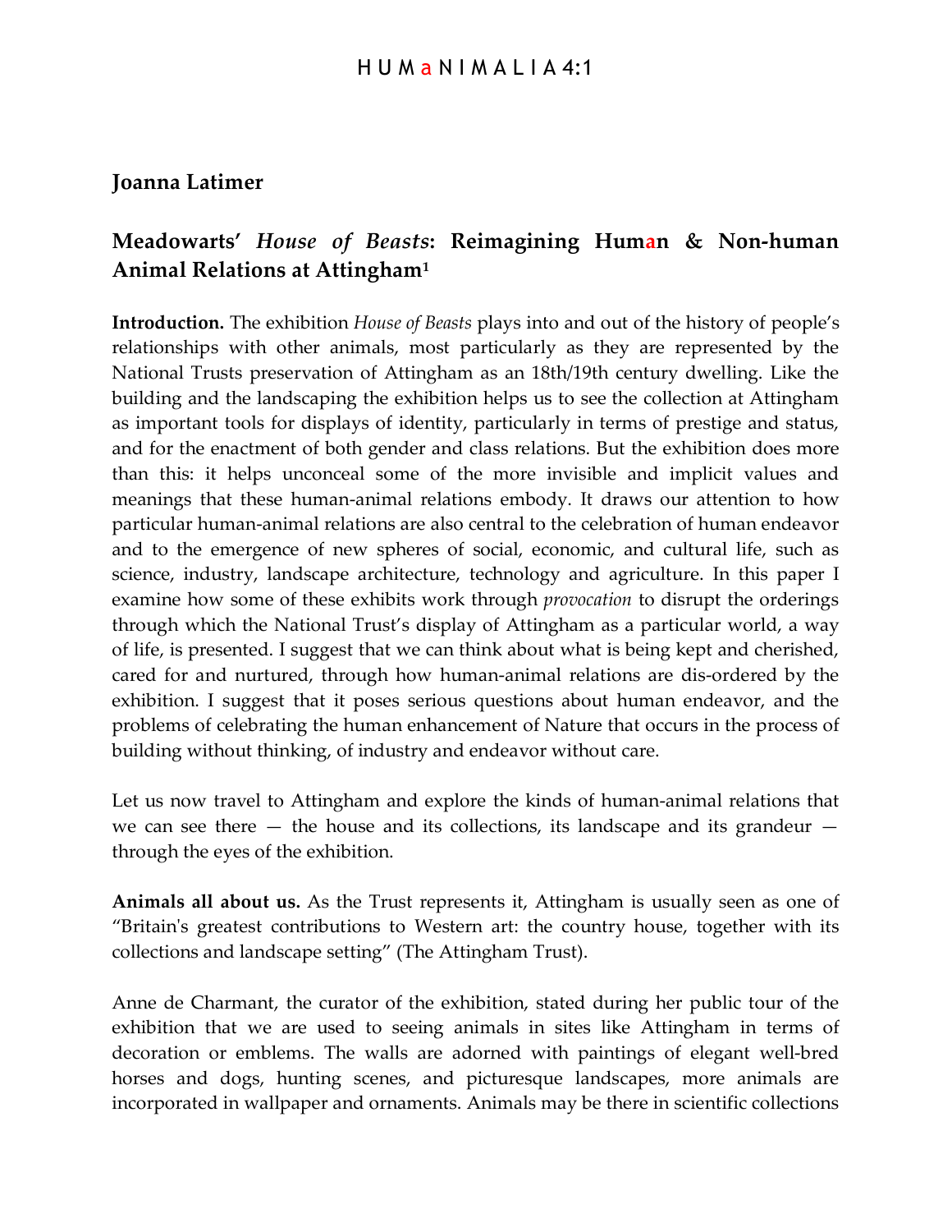**Joanna Latimer**

# Meadowarts' *House of Beasts*: Reimagining Human & Non-human Animal Relations at Attingham[1]

**Introduction.** The exhibition *House of Beasts* plays into and out of the history of people's relationships with other animals, most particularly as they are represented by the National Trusts preservation of Attingham as an 18th/19th century dwelling. Like the building and the landscaping the exhibition helps us to see the collection at Attingham as important tools for displays of identity, particularly in terms of prestige and status, and for the enactment of both gender and class relations. But the exhibition does more than this: it helps unconceal some of the more invisible and implicit values and meanings that these human-animal relations embody. It draws our attention to how particular human-animal relations are also central to the celebration of human endeavor and to the emergence of new spheres of social, economic, and cultural life, such as science, industry, landscape architecture, technology and agriculture. In this paper I examine how some of these exhibits work through *provocation* to disrupt the orderings through which the National Trust's display of Attingham as a particular world, a way of life, is presented. I suggest that we can think about what is being kept and cherished, cared for and nurtured, through how human-animal relations are dis-ordered by the exhibition. I suggest that it poses serious questions about human endeavor, and the problems of celebrating the human enhancement of Nature that occurs in the process of building without thinking, of industry and endeavor without care.

Let us now travel to Attingham and explore the kinds of human-animal relations that we can see there — the house and its collections, its landscape and its grandeur — through the eyes of the exhibition.

**Animals all about us.** As the Trust represents it, Attingham is usually seen as one of "Britain's greatest contributions to Western art: the country house, together with its collections and landscape setting" (The Attingham Trust).

Anne de Charmant, the curator of the exhibition, stated during her public tour of the exhibition that we are used to seeing animals in sites like Attingham in terms of decoration or emblems. The walls are adorned with paintings of elegant well-bred horses and dogs, hunting scenes, and picturesque landscapes, more animals are incorporated in wallpaper and ornaments. Animals may be there in scientific collections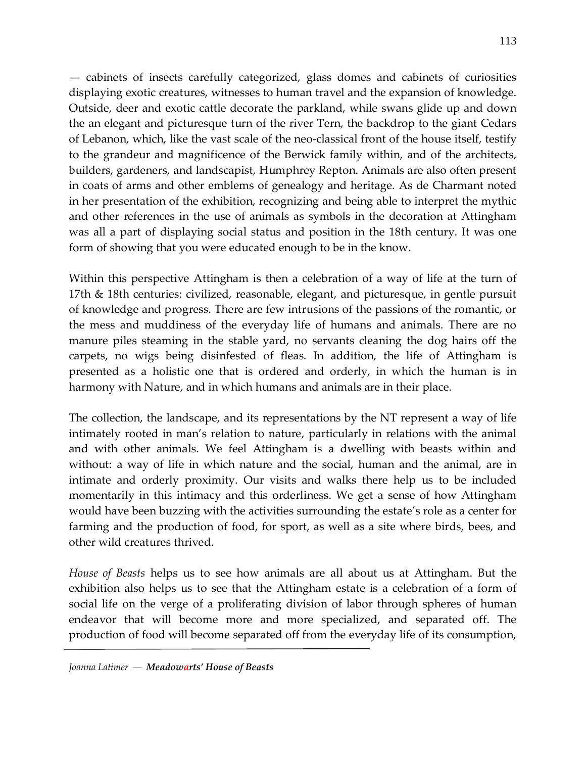— cabinets of insects carefully categorized, glass domes and cabinets of curiosities displaying exotic creatures, witnesses to human travel and the expansion of knowledge. Outside, deer and exotic cattle decorate the parkland, while swans glide up and down the an elegant and picturesque turn of the river Tern, the backdrop to the giant Cedars of Lebanon, which, like the vast scale of the neo-classical front of the house itself, testify to the grandeur and magnificence of the Berwick family within, and of the architects, builders, gardeners, and landscapist, Humphrey Repton. Animals are also often present in coats of arms and other emblems of genealogy and heritage. As de Charmant noted in her presentation of the exhibition, recognizing and being able to interpret the mythic and other references in the use of animals as symbols in the decoration at Attingham was all a part of displaying social status and position in the 18th century. It was one form of showing that you were educated enough to be in the know.

Within this perspective Attingham is then a celebration of a way of life at the turn of 17th & 18th centuries: civilized, reasonable, elegant, and picturesque, in gentle pursuit of knowledge and progress. There are few intrusions of the passions of the romantic, or the mess and muddiness of the everyday life of humans and animals. There are no manure piles steaming in the stable yard, no servants cleaning the dog hairs off the carpets, no wigs being disinfested of fleas. In addition, the life of Attingham is presented as a holistic one that is ordered and orderly, in which the human is in harmony with Nature, and in which humans and animals are in their place.

The collection, the landscape, and its representations by the NT represent a way of life intimately rooted in man's relation to nature, particularly in relations with the animal and with other animals. We feel Attingham is a dwelling with beasts within and without: a way of life in which nature and the social, human and the animal, are in intimate and orderly proximity. Our visits and walks there help us to be included momentarily in this intimacy and this orderliness. We get a sense of how Attingham would have been buzzing with the activities surrounding the estate's role as a center for farming and the production of food, for sport, as well as a site where birds, bees, and other wild creatures thrived.

*House of Beasts* helps us to see how animals are all about us at Attingham. But the exhibition also helps us to see that the Attingham estate is a celebration of a form of social life on the verge of a proliferating division of labor through spheres of human endeavor that will become more and more specialized, and separated off. The production of food will become separated off from the everyday life of its consumption,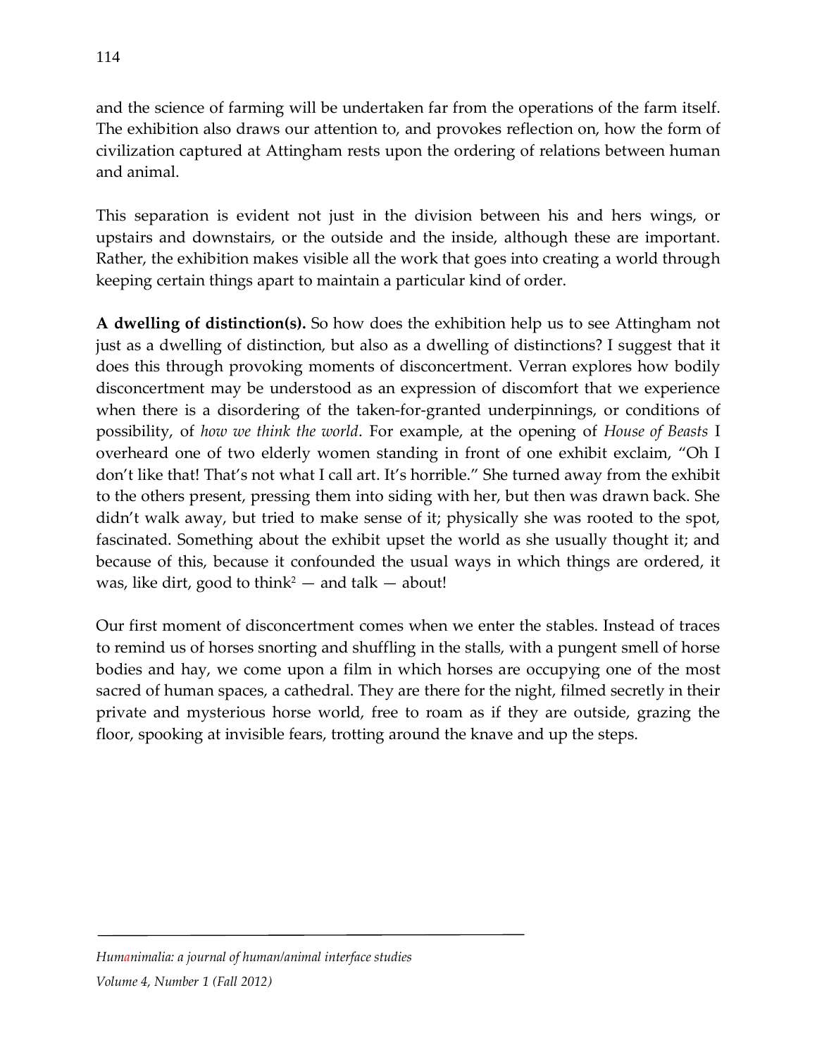and the science of farming will be undertaken far from the operations of the farm itself. The exhibition also draws our attention to, and provokes reflection on, how the form of civilization captured at Attingham rests upon the ordering of relations between human and animal.

This separation is evident not just in the division between his and hers wings, or upstairs and downstairs, or the outside and the inside, although these are important. Rather, the exhibition makes visible all the work that goes into creating a world through keeping certain things apart to maintain a particular kind of order.

**A dwelling of distinction(s).** So how does the exhibition help us to see Attingham not just as a dwelling of distinction, but also as a dwelling of distinctions? I suggest that it does this through provoking moments of disconcertment. Verran explores how bodily disconcertment may be understood as an expression of discomfort that we experience when there is a disordering of the taken-for-granted underpinnings, or conditions of possibility, of *how we think the world*. For example, at the opening of *House of Beasts* I overheard one of two elderly women standing in front of one exhibit exclaim, "Oh I don't like that! That's not what I call art. It's horrible." She turned away from the exhibit to the others present, pressing them into siding with her, but then was drawn back. She didn't walk away, but tried to make sense of it; physically she was rooted to the spot, fascinated. Something about the exhibit upset the world as she usually thought it; and because of this, because it confounded the usual ways in which things are ordered, it was, like dirt, good to think[2] — and talk — about!

Our first moment of disconcertment comes when we enter the stables. Instead of traces to remind us of horses snorting and shuffling in the stalls, with a pungent smell of horse bodies and hay, we come upon a film in which horses are occupying one of the most sacred of human spaces, a cathedral. They are there for the night, filmed secretly in their private and mysterious horse world, free to roam as if they are outside, grazing the floor, spooking at invisible fears, trotting around the knave and up the steps.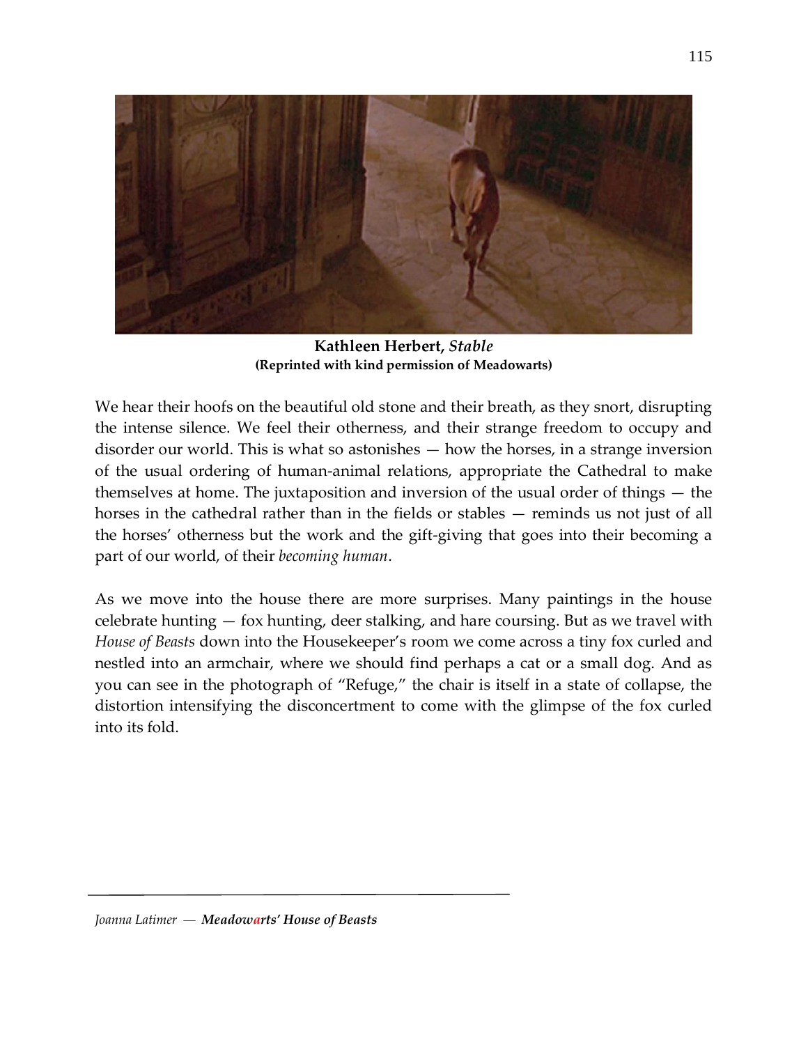**Kathleen Herbert, *Stable***
**(Reprinted with kind permission of Meadowarts)**

We hear their hoofs on the beautiful old stone and their breath, as they snort, disrupting the intense silence. We feel their otherness, and their strange freedom to occupy and disorder our world. This is what so astonishes — how the horses, in a strange inversion of the usual ordering of human-animal relations, appropriate the Cathedral to make themselves at home. The juxtaposition and inversion of the usual order of things — the horses in the cathedral rather than in the fields or stables — reminds us not just of all the horses' otherness but the work and the gift-giving that goes into their becoming a part of our world, of their *becoming human*.

As we move into the house there are more surprises. Many paintings in the house celebrate hunting — fox hunting, deer stalking, and hare coursing. But as we travel with *House of Beasts* down into the Housekeeper's room we come across a tiny fox curled and nestled into an armchair, where we should find perhaps a cat or a small dog. And as you can see in the photograph of "Refuge," the chair is itself in a state of collapse, the distortion intensifying the disconcertment to come with the glimpse of the fox curled into its fold.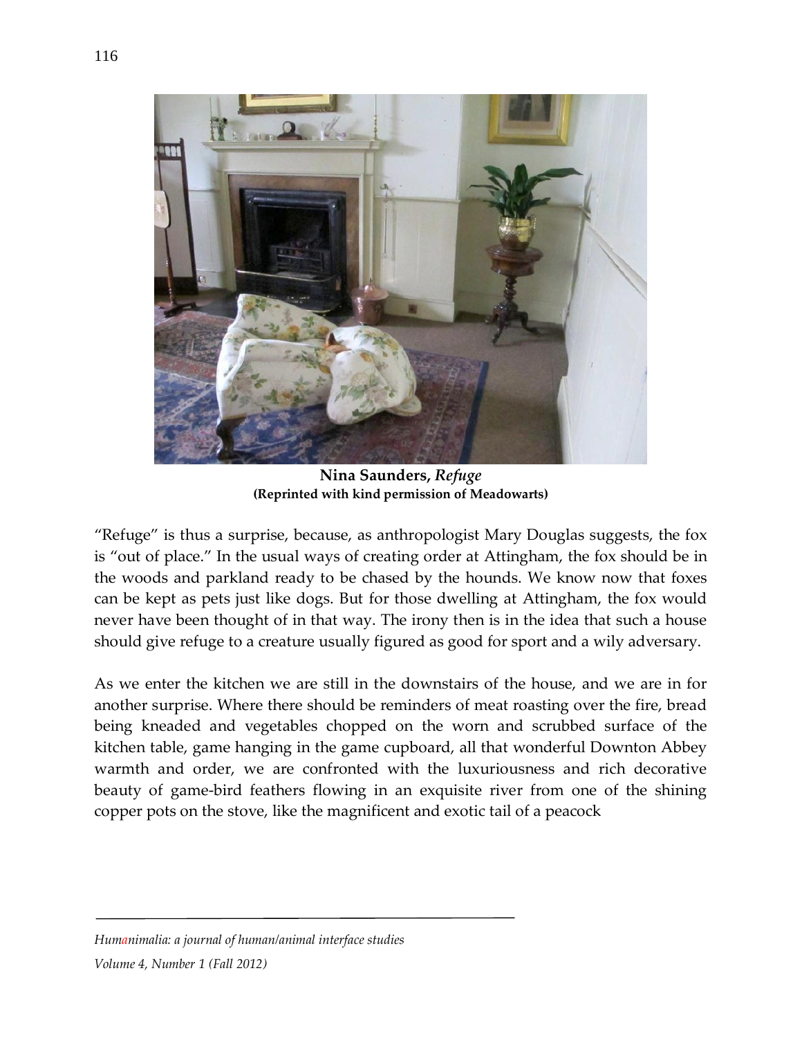**Nina Saunders, *Refuge***
**(Reprinted with kind permission of Meadowarts)**

"Refuge" is thus a surprise, because, as anthropologist Mary Douglas suggests, the fox is "out of place." In the usual ways of creating order at Attingham, the fox should be in the woods and parkland ready to be chased by the hounds. We know now that foxes can be kept as pets just like dogs. But for those dwelling at Attingham, the fox would never have been thought of in that way. The irony then is in the idea that such a house should give refuge to a creature usually figured as good for sport and a wily adversary.

As we enter the kitchen we are still in the downstairs of the house, and we are in for another surprise. Where there should be reminders of meat roasting over the fire, bread being kneaded and vegetables chopped on the worn and scrubbed surface of the kitchen table, game hanging in the game cupboard, all that wonderful Downton Abbey warmth and order, we are confronted with the luxuriousness and rich decorative beauty of game-bird feathers flowing in an exquisite river from one of the shining copper pots on the stove, like the magnificent and exotic tail of a peacock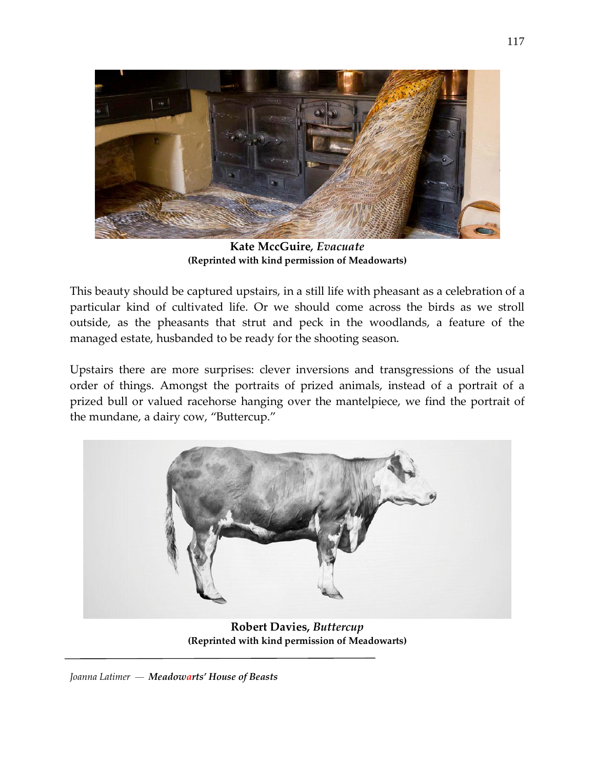**Kate MccGuire, *Evacuate***
**(Reprinted with kind permission of Meadowarts)**

This beauty should be captured upstairs, in a still life with pheasant as a celebration of a particular kind of cultivated life. Or we should come across the birds as we stroll outside, as the pheasants that strut and peck in the woodlands, a feature of the managed estate, husbanded to be ready for the shooting season.

Upstairs there are more surprises: clever inversions and transgressions of the usual order of things. Amongst the portraits of prized animals, instead of a portrait of a prized bull or valued racehorse hanging over the mantelpiece, we find the portrait of the mundane, a dairy cow, "Buttercup."

**Robert Davies, *Buttercup***
**(Reprinted with kind permission of Meadowarts)**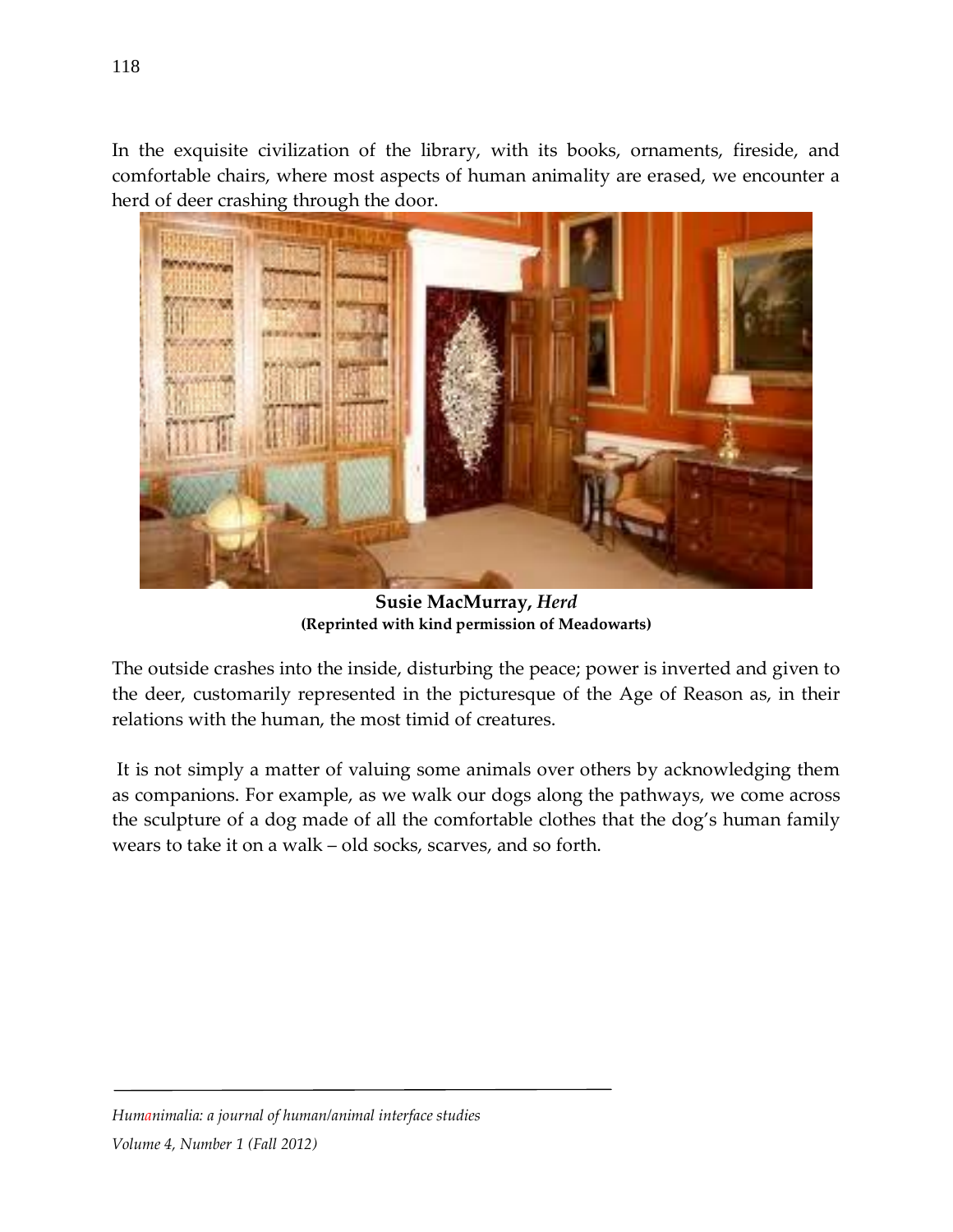In the exquisite civilization of the library, with its books, ornaments, fireside, and comfortable chairs, where most aspects of human animality are erased, we encounter a herd of deer crashing through the door.

**Susie MacMurray, *Herd***
**(Reprinted with kind permission of Meadowarts)**

The outside crashes into the inside, disturbing the peace; power is inverted and given to the deer, customarily represented in the picturesque of the Age of Reason as, in their relations with the human, the most timid of creatures.

It is not simply a matter of valuing some animals over others by acknowledging them as companions. For example, as we walk our dogs along the pathways, we come across the sculpture of a dog made of all the comfortable clothes that the dog's human family wears to take it on a walk – old socks, scarves, and so forth.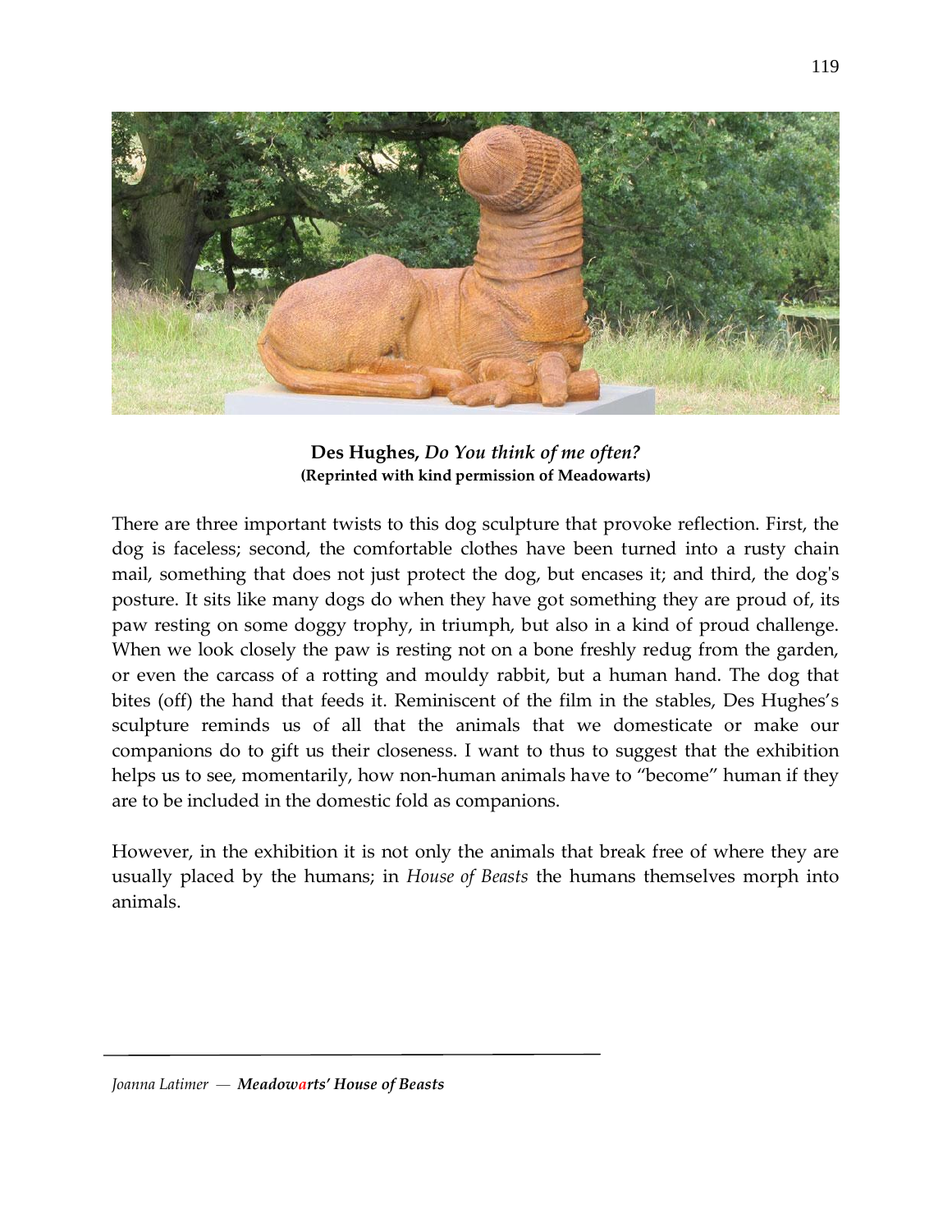**Des Hughes,** ***Do You think of me often?***
**(Reprinted with kind permission of Meadowarts)**

There are three important twists to this dog sculpture that provoke reflection. First, the dog is faceless; second, the comfortable clothes have been turned into a rusty chain mail, something that does not just protect the dog, but encases it; and third, the dog's posture. It sits like many dogs do when they have got something they are proud of, its paw resting on some doggy trophy, in triumph, but also in a kind of proud challenge. When we look closely the paw is resting not on a bone freshly redug from the garden, or even the carcass of a rotting and mouldy rabbit, but a human hand. The dog that bites (off) the hand that feeds it. Reminiscent of the film in the stables, Des Hughes's sculpture reminds us of all that the animals that we domesticate or make our companions do to gift us their closeness. I want to thus to suggest that the exhibition helps us to see, momentarily, how non-human animals have to "become" human if they are to be included in the domestic fold as companions.

However, in the exhibition it is not only the animals that break free of where they are usually placed by the humans; in *House of Beasts* the humans themselves morph into animals.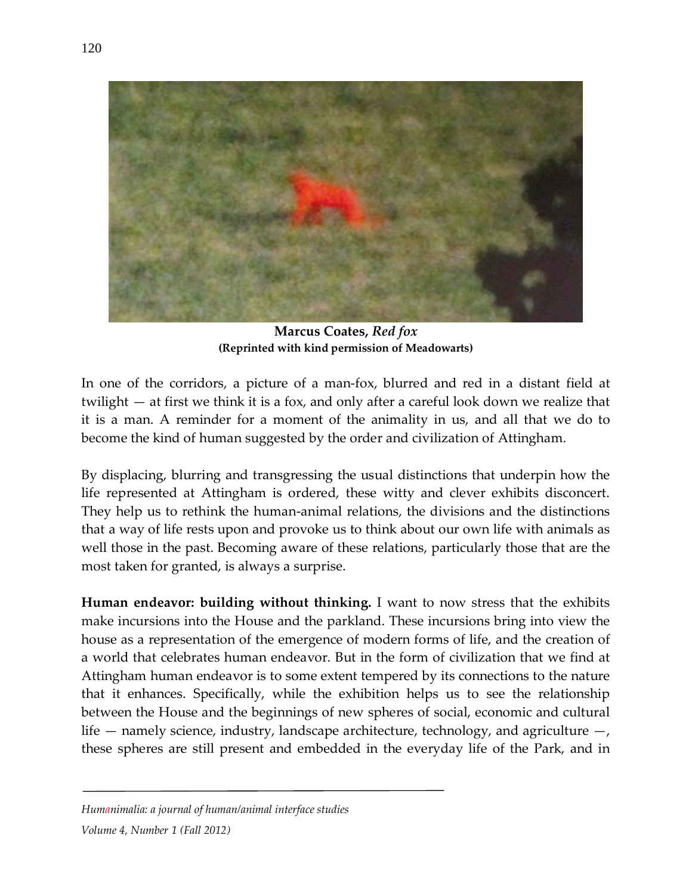**Marcus Coates, *Red fox***
**(Reprinted with kind permission of Meadowarts)**

In one of the corridors, a picture of a man-fox, blurred and red in a distant field at twilight — at first we think it is a fox, and only after a careful look down we realize that it is a man. A reminder for a moment of the animality in us, and all that we do to become the kind of human suggested by the order and civilization of Attingham.

By displacing, blurring and transgressing the usual distinctions that underpin how the life represented at Attingham is ordered, these witty and clever exhibits disconcert. They help us to rethink the human-animal relations, the divisions and the distinctions that a way of life rests upon and provoke us to think about our own life with animals as well those in the past. Becoming aware of these relations, particularly those that are the most taken for granted, is always a surprise.

**Human endeavor: building without thinking.** I want to now stress that the exhibits make incursions into the House and the parkland. These incursions bring into view the house as a representation of the emergence of modern forms of life, and the creation of a world that celebrates human endeavor. But in the form of civilization that we find at Attingham human endeavor is to some extent tempered by its connections to the nature that it enhances. Specifically, while the exhibition helps us to see the relationship between the House and the beginnings of new spheres of social, economic and cultural life — namely science, industry, landscape architecture, technology, and agriculture —, these spheres are still present and embedded in the everyday life of the Park, and in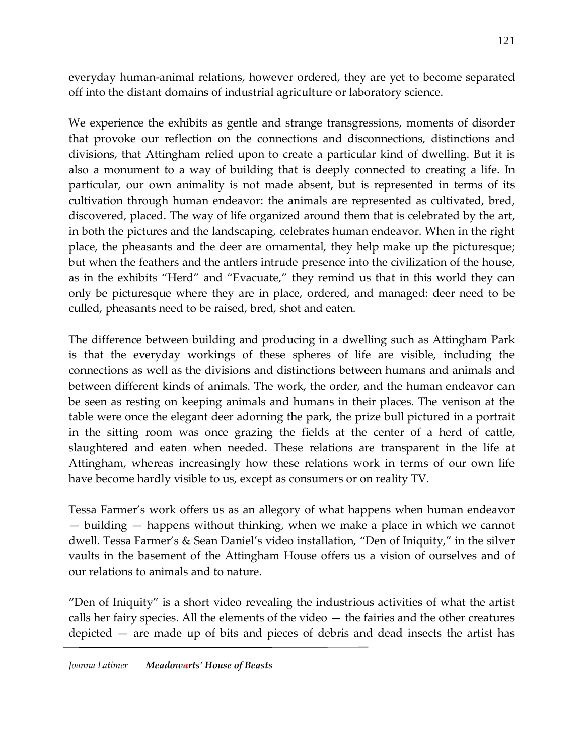everyday human-animal relations, however ordered, they are yet to become separated off into the distant domains of industrial agriculture or laboratory science.

We experience the exhibits as gentle and strange transgressions, moments of disorder that provoke our reflection on the connections and disconnections, distinctions and divisions, that Attingham relied upon to create a particular kind of dwelling. But it is also a monument to a way of building that is deeply connected to creating a life. In particular, our own animality is not made absent, but is represented in terms of its cultivation through human endeavor: the animals are represented as cultivated, bred, discovered, placed. The way of life organized around them that is celebrated by the art, in both the pictures and the landscaping, celebrates human endeavor. When in the right place, the pheasants and the deer are ornamental, they help make up the picturesque; but when the feathers and the antlers intrude presence into the civilization of the house, as in the exhibits "Herd" and "Evacuate," they remind us that in this world they can only be picturesque where they are in place, ordered, and managed: deer need to be culled, pheasants need to be raised, bred, shot and eaten.

The difference between building and producing in a dwelling such as Attingham Park is that the everyday workings of these spheres of life are visible, including the connections as well as the divisions and distinctions between humans and animals and between different kinds of animals. The work, the order, and the human endeavor can be seen as resting on keeping animals and humans in their places. The venison at the table were once the elegant deer adorning the park, the prize bull pictured in a portrait in the sitting room was once grazing the fields at the center of a herd of cattle, slaughtered and eaten when needed. These relations are transparent in the life at Attingham, whereas increasingly how these relations work in terms of our own life have become hardly visible to us, except as consumers or on reality TV.

Tessa Farmer's work offers us as an allegory of what happens when human endeavor — building — happens without thinking, when we make a place in which we cannot dwell. Tessa Farmer's & Sean Daniel's video installation, "Den of Iniquity," in the silver vaults in the basement of the Attingham House offers us a vision of ourselves and of our relations to animals and to nature.

"Den of Iniquity" is a short video revealing the industrious activities of what the artist calls her fairy species. All the elements of the video — the fairies and the other creatures depicted — are made up of bits and pieces of debris and dead insects the artist has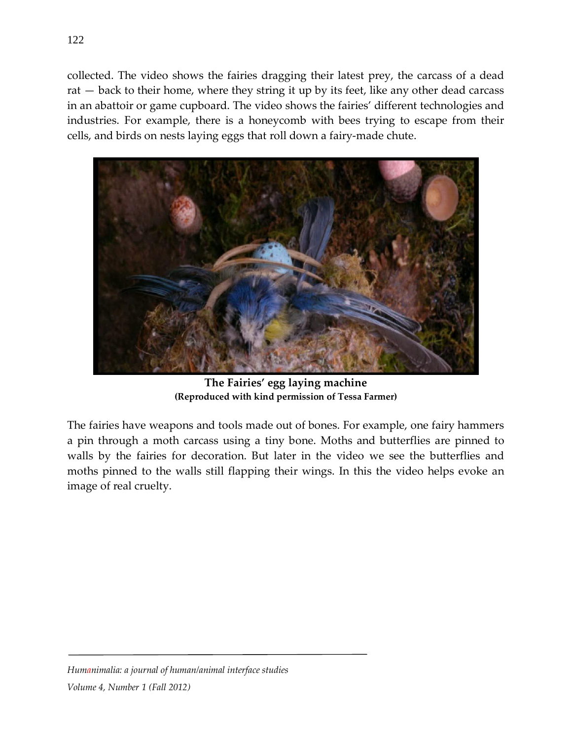collected. The video shows the fairies dragging their latest prey, the carcass of a dead rat — back to their home, where they string it up by its feet, like any other dead carcass in an abattoir or game cupboard. The video shows the fairies' different technologies and industries. For example, there is a honeycomb with bees trying to escape from their cells, and birds on nests laying eggs that roll down a fairy-made chute.

**The Fairies' egg laying machine**
**(Reproduced with kind permission of Tessa Farmer)**

The fairies have weapons and tools made out of bones. For example, one fairy hammers a pin through a moth carcass using a tiny bone. Moths and butterflies are pinned to walls by the fairies for decoration. But later in the video we see the butterflies and moths pinned to the walls still flapping their wings. In this the video helps evoke an image of real cruelty.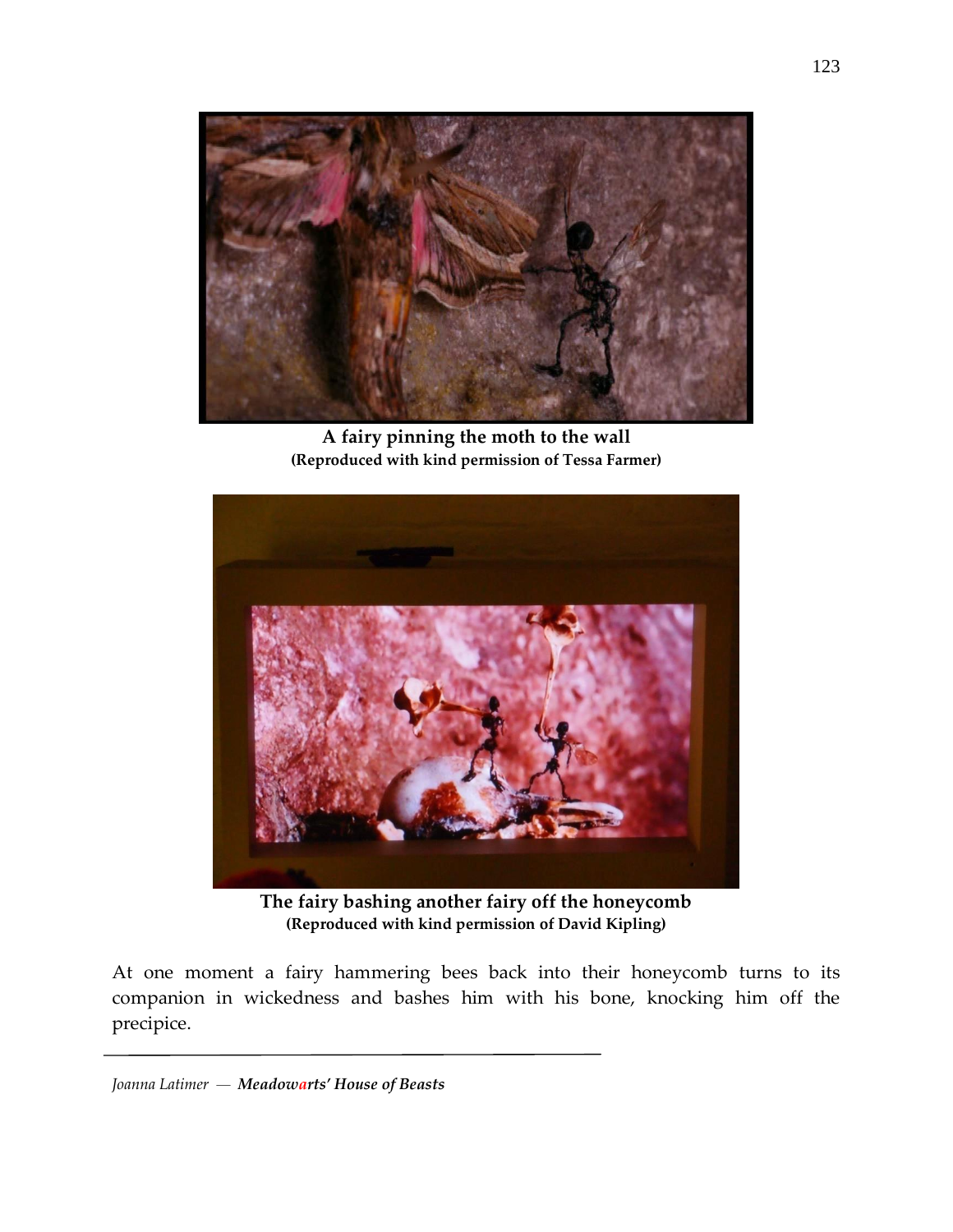**A fairy pinning the moth to the wall**
**(Reproduced with kind permission of Tessa Farmer)**

**The fairy bashing another fairy off the honeycomb**
**(Reproduced with kind permission of David Kipling)**

At one moment a fairy hammering bees back into their honeycomb turns to its companion in wickedness and bashes him with his bone, knocking him off the precipice.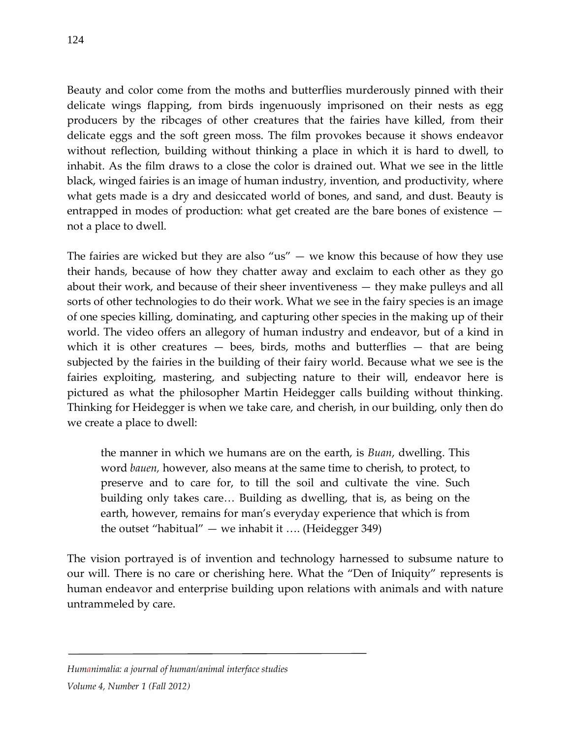Beauty and color come from the moths and butterflies murderously pinned with their delicate wings flapping, from birds ingenuously imprisoned on their nests as egg producers by the ribcages of other creatures that the fairies have killed, from their delicate eggs and the soft green moss. The film provokes because it shows endeavor without reflection, building without thinking a place in which it is hard to dwell, to inhabit. As the film draws to a close the color is drained out. What we see in the little black, winged fairies is an image of human industry, invention, and productivity, where what gets made is a dry and desiccated world of bones, and sand, and dust. Beauty is entrapped in modes of production: what get created are the bare bones of existence — not a place to dwell.

The fairies are wicked but they are also "us" — we know this because of how they use their hands, because of how they chatter away and exclaim to each other as they go about their work, and because of their sheer inventiveness — they make pulleys and all sorts of other technologies to do their work. What we see in the fairy species is an image of one species killing, dominating, and capturing other species in the making up of their world. The video offers an allegory of human industry and endeavor, but of a kind in which it is other creatures — bees, birds, moths and butterflies — that are being subjected by the fairies in the building of their fairy world. Because what we see is the fairies exploiting, mastering, and subjecting nature to their will, endeavor here is pictured as what the philosopher Martin Heidegger calls building without thinking. Thinking for Heidegger is when we take care, and cherish, in our building, only then do we create a place to dwell:

> the manner in which we humans are on the earth, is *Buan*, dwelling. This word *bauen,* however, also means at the same time to cherish, to protect, to preserve and to care for, to till the soil and cultivate the vine. Such building only takes care… Building as dwelling, that is, as being on the earth, however, remains for man's everyday experience that which is from the outset "habitual" — we inhabit it …. (Heidegger 349)

The vision portrayed is of invention and technology harnessed to subsume nature to our will. There is no care or cherishing here. What the "Den of Iniquity" represents is human endeavor and enterprise building upon relations with animals and with nature untrammeled by care.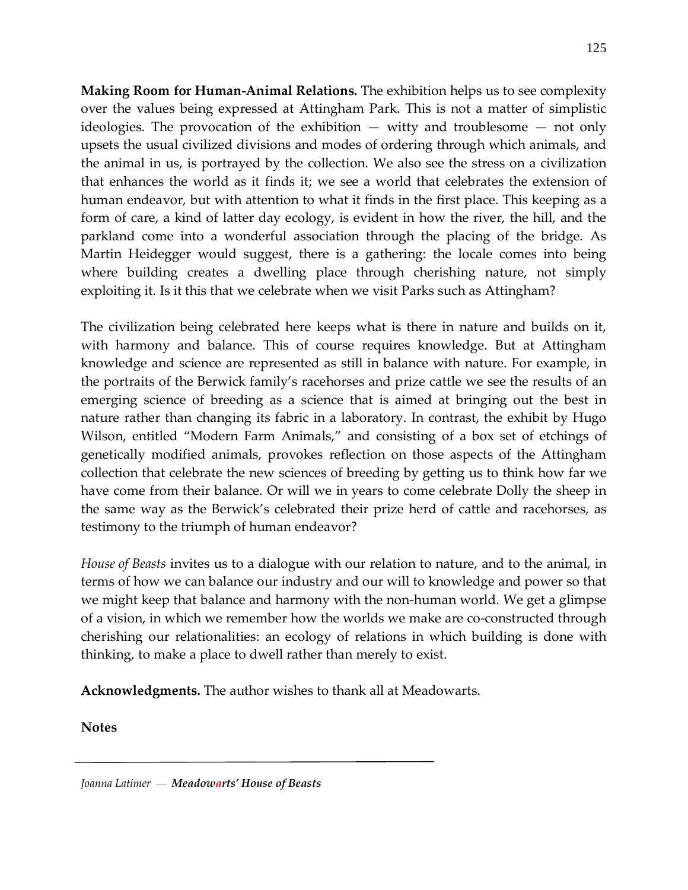**Making Room for Human-Animal Relations.** The exhibition helps us to see complexity over the values being expressed at Attingham Park. This is not a matter of simplistic ideologies. The provocation of the exhibition — witty and troublesome — not only upsets the usual civilized divisions and modes of ordering through which animals, and the animal in us, is portrayed by the collection. We also see the stress on a civilization that enhances the world as it finds it; we see a world that celebrates the extension of human endeavor, but with attention to what it finds in the first place. This keeping as a form of care, a kind of latter day ecology, is evident in how the river, the hill, and the parkland come into a wonderful association through the placing of the bridge. As Martin Heidegger would suggest, there is a gathering: the locale comes into being where building creates a dwelling place through cherishing nature, not simply exploiting it. Is it this that we celebrate when we visit Parks such as Attingham?

The civilization being celebrated here keeps what is there in nature and builds on it, with harmony and balance. This of course requires knowledge. But at Attingham knowledge and science are represented as still in balance with nature. For example, in the portraits of the Berwick family's racehorses and prize cattle we see the results of an emerging science of breeding as a science that is aimed at bringing out the best in nature rather than changing its fabric in a laboratory. In contrast, the exhibit by Hugo Wilson, entitled "Modern Farm Animals," and consisting of a box set of etchings of genetically modified animals, provokes reflection on those aspects of the Attingham collection that celebrate the new sciences of breeding by getting us to think how far we have come from their balance. Or will we in years to come celebrate Dolly the sheep in the same way as the Berwick's celebrated their prize herd of cattle and racehorses, as testimony to the triumph of human endeavor?

*House of Beasts* invites us to a dialogue with our relation to nature, and to the animal, in terms of how we can balance our industry and our will to knowledge and power so that we might keep that balance and harmony with the non-human world. We get a glimpse of a vision, in which we remember how the worlds we make are co-constructed through cherishing our relationalities: an ecology of relations in which building is done with thinking, to make a place to dwell rather than merely to exist.

**Acknowledgments.** The author wishes to thank all at Meadowarts.

**Notes**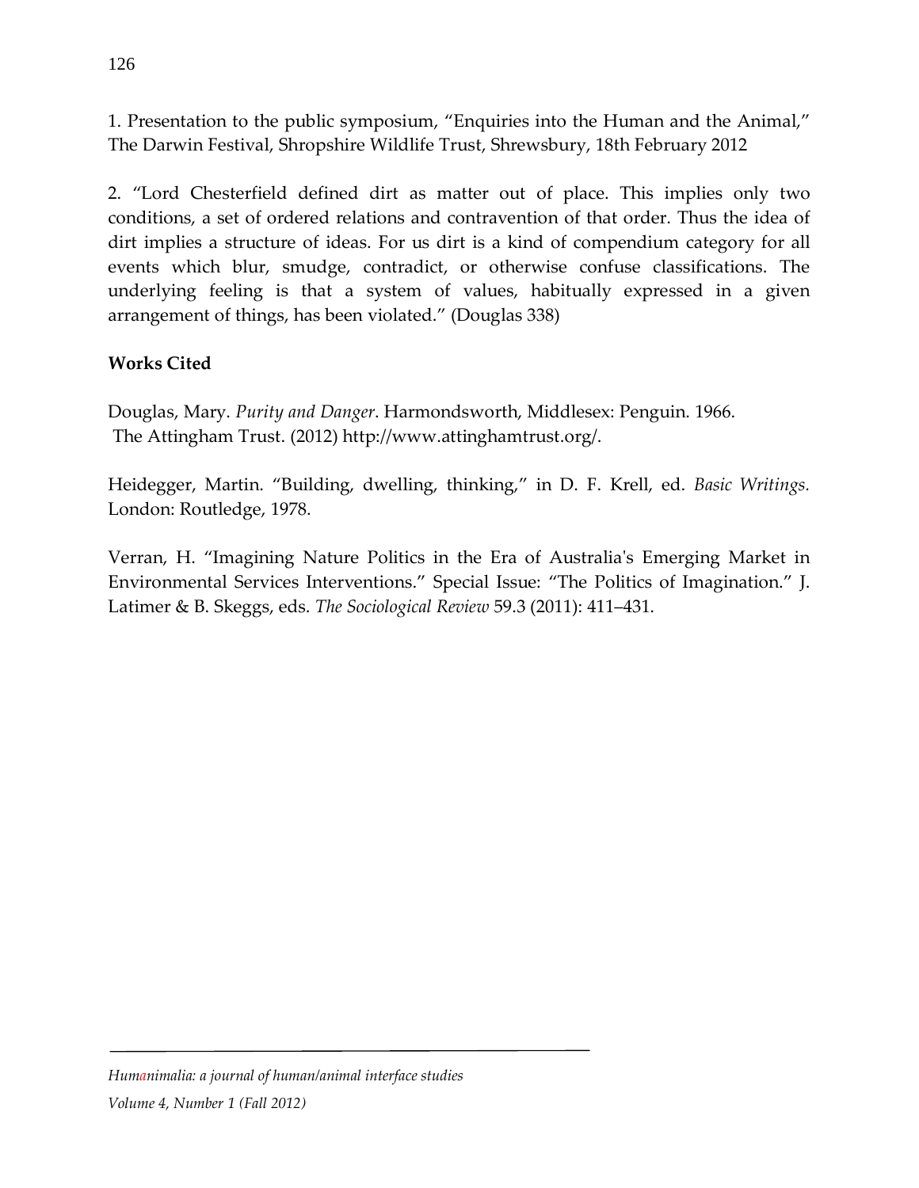1. Presentation to the public symposium, "Enquiries into the Human and the Animal," The Darwin Festival, Shropshire Wildlife Trust, Shrewsbury, 18th February 2012

2. "Lord Chesterfield defined dirt as matter out of place. This implies only two conditions, a set of ordered relations and contravention of that order. Thus the idea of dirt implies a structure of ideas. For us dirt is a kind of compendium category for all events which blur, smudge, contradict, or otherwise confuse classifications. The underlying feeling is that a system of values, habitually expressed in a given arrangement of things, has been violated." (Douglas 338)

**Works Cited**

Douglas, Mary. *Purity and Danger*. Harmondsworth, Middlesex: Penguin. 1966.
The Attingham Trust. (2012) http://www.attinghamtrust.org/.

Heidegger, Martin. "Building, dwelling, thinking," in D. F. Krell, ed. *Basic Writings.* London: Routledge, 1978.

Verran, H. "Imagining Nature Politics in the Era of Australia's Emerging Market in Environmental Services Interventions." Special Issue: "The Politics of Imagination." J. Latimer & B. Skeggs, eds. *The Sociological Review* 59.3 (2011): 411–431.